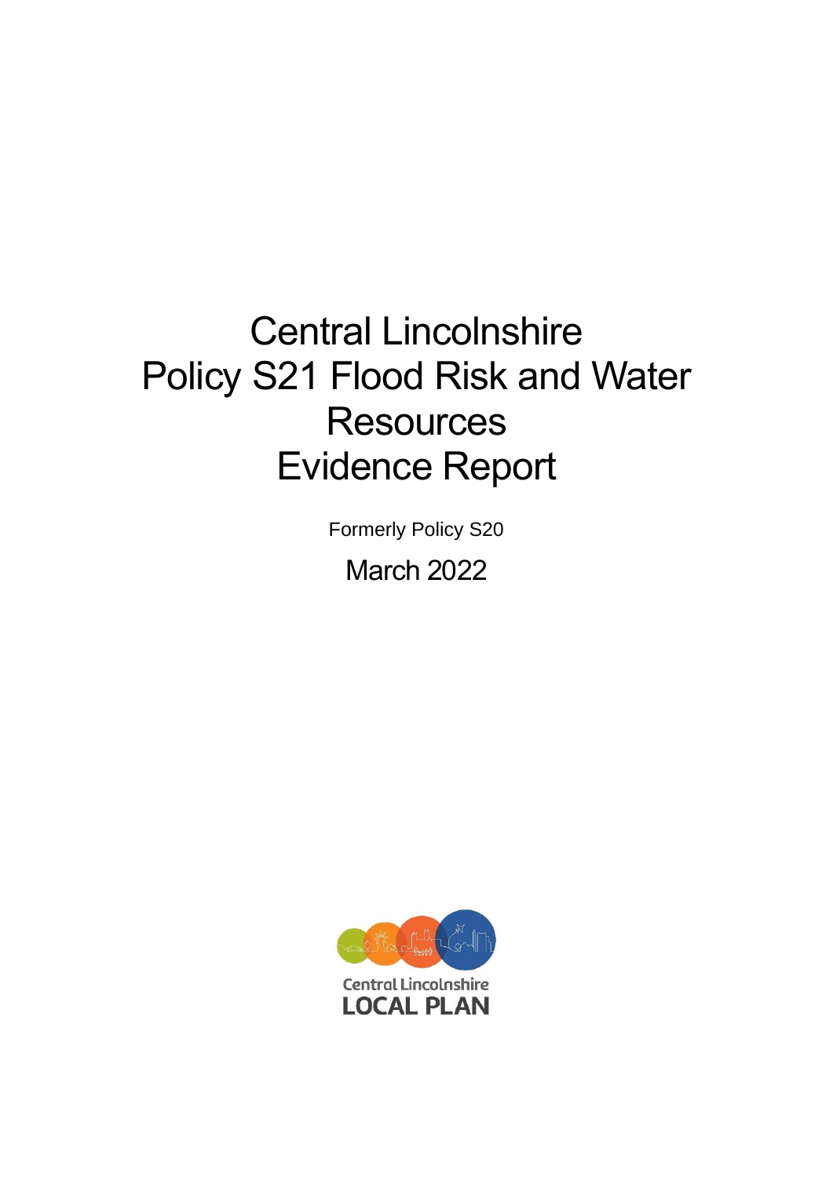# Central Lincolnshire Policy S21 Flood Risk and Water Resources Evidence Report

Formerly Policy S20

March 2022

Central Lincolnshire
LOCAL PLAN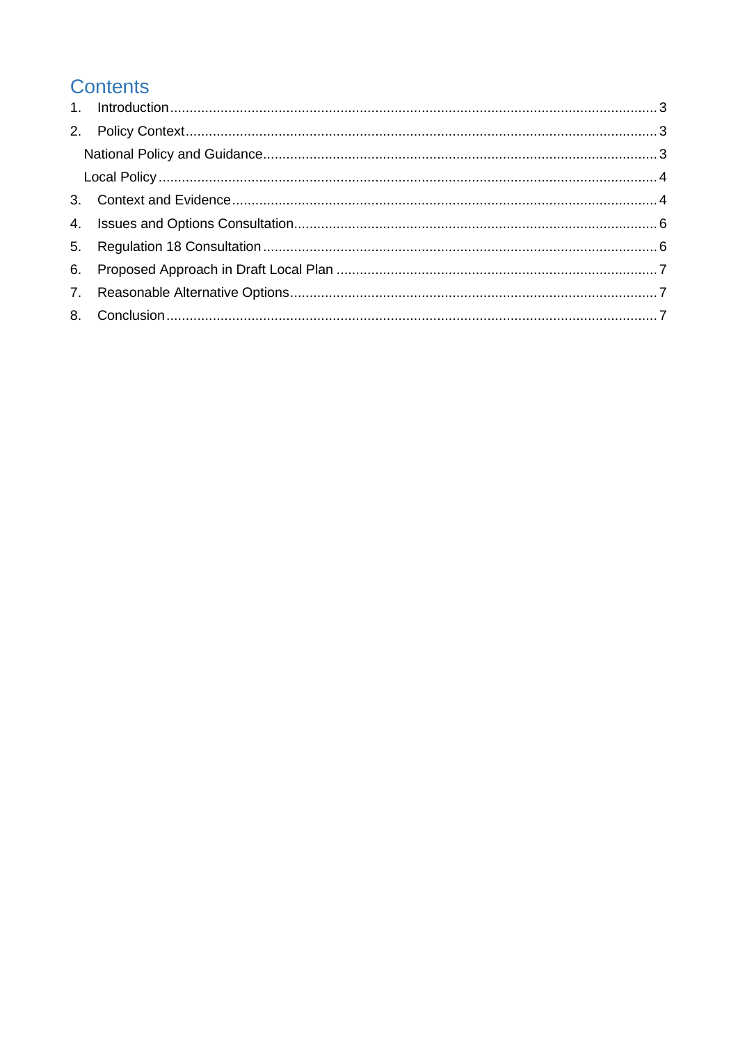# Contents

1. Introduction ........................................................................................................... 3
2. Policy Context ........................................................................................................ 3
   National Policy and Guidance .................................................................................... 3
   Local Policy ............................................................................................................... 4
3. Context and Evidence ............................................................................................ 4
4. Issues and Options Consultation ............................................................................ 6
5. Regulation 18 Consultation .................................................................................... 6
6. Proposed Approach in Draft Local Plan ................................................................. 7
7. Reasonable Alternative Options ............................................................................. 7
8. Conclusion ............................................................................................................. 7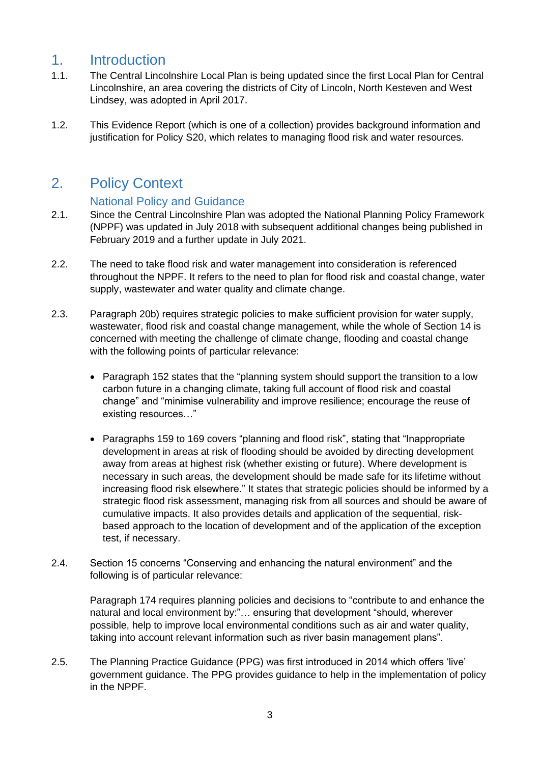# 1. Introduction

1.1. The Central Lincolnshire Local Plan is being updated since the first Local Plan for Central Lincolnshire, an area covering the districts of City of Lincoln, North Kesteven and West Lindsey, was adopted in April 2017.

1.2. This Evidence Report (which is one of a collection) provides background information and justification for Policy S20, which relates to managing flood risk and water resources.

# 2. Policy Context

## National Policy and Guidance

2.1. Since the Central Lincolnshire Plan was adopted the National Planning Policy Framework (NPPF) was updated in July 2018 with subsequent additional changes being published in February 2019 and a further update in July 2021.

2.2. The need to take flood risk and water management into consideration is referenced throughout the NPPF. It refers to the need to plan for flood risk and coastal change, water supply, wastewater and water quality and climate change.

2.3. Paragraph 20b) requires strategic policies to make sufficient provision for water supply, wastewater, flood risk and coastal change management, while the whole of Section 14 is concerned with meeting the challenge of climate change, flooding and coastal change with the following points of particular relevance:

- Paragraph 152 states that the "planning system should support the transition to a low carbon future in a changing climate, taking full account of flood risk and coastal change" and "minimise vulnerability and improve resilience; encourage the reuse of existing resources…"

- Paragraphs 159 to 169 covers "planning and flood risk", stating that "Inappropriate development in areas at risk of flooding should be avoided by directing development away from areas at highest risk (whether existing or future). Where development is necessary in such areas, the development should be made safe for its lifetime without increasing flood risk elsewhere." It states that strategic policies should be informed by a strategic flood risk assessment, managing risk from all sources and should be aware of cumulative impacts. It also provides details and application of the sequential, risk-based approach to the location of development and of the application of the exception test, if necessary.

2.4. Section 15 concerns "Conserving and enhancing the natural environment" and the following is of particular relevance:

Paragraph 174 requires planning policies and decisions to "contribute to and enhance the natural and local environment by:"… ensuring that development "should, wherever possible, help to improve local environmental conditions such as air and water quality, taking into account relevant information such as river basin management plans".

2.5. The Planning Practice Guidance (PPG) was first introduced in 2014 which offers 'live' government guidance. The PPG provides guidance to help in the implementation of policy in the NPPF.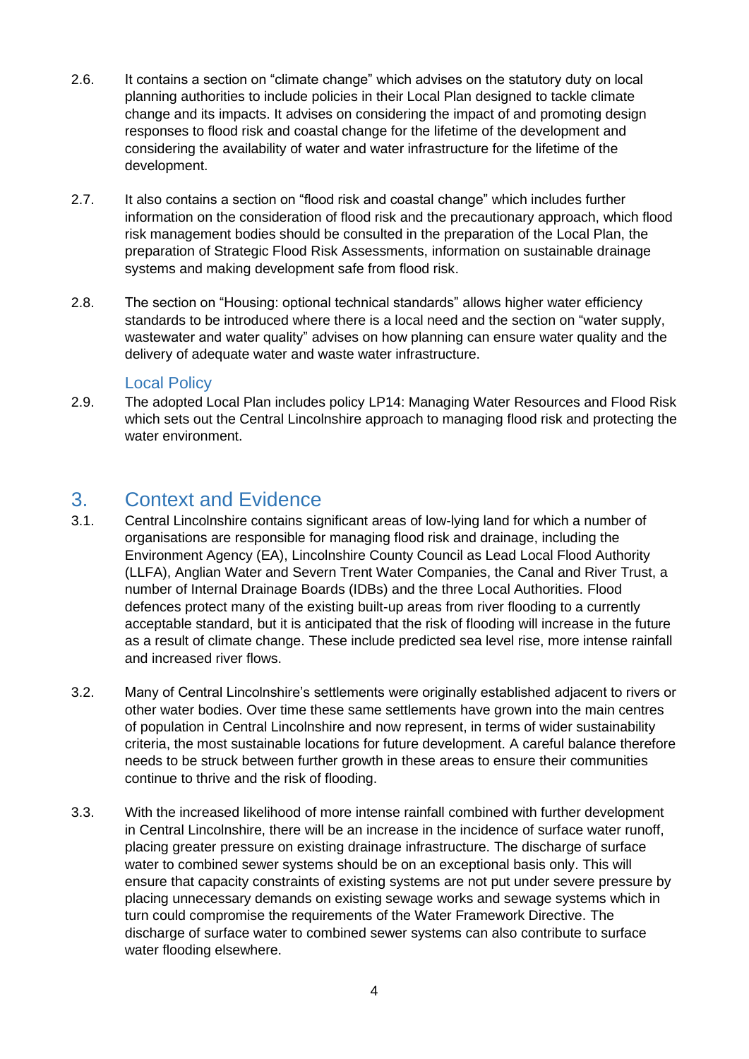2.6. It contains a section on "climate change" which advises on the statutory duty on local planning authorities to include policies in their Local Plan designed to tackle climate change and its impacts. It advises on considering the impact of and promoting design responses to flood risk and coastal change for the lifetime of the development and considering the availability of water and water infrastructure for the lifetime of the development.

2.7. It also contains a section on "flood risk and coastal change" which includes further information on the consideration of flood risk and the precautionary approach, which flood risk management bodies should be consulted in the preparation of the Local Plan, the preparation of Strategic Flood Risk Assessments, information on sustainable drainage systems and making development safe from flood risk.

2.8. The section on "Housing: optional technical standards" allows higher water efficiency standards to be introduced where there is a local need and the section on "water supply, wastewater and water quality" advises on how planning can ensure water quality and the delivery of adequate water and waste water infrastructure.

### Local Policy

2.9. The adopted Local Plan includes policy LP14: Managing Water Resources and Flood Risk which sets out the Central Lincolnshire approach to managing flood risk and protecting the water environment.

## 3. Context and Evidence

3.1. Central Lincolnshire contains significant areas of low-lying land for which a number of organisations are responsible for managing flood risk and drainage, including the Environment Agency (EA), Lincolnshire County Council as Lead Local Flood Authority (LLFA), Anglian Water and Severn Trent Water Companies, the Canal and River Trust, a number of Internal Drainage Boards (IDBs) and the three Local Authorities. Flood defences protect many of the existing built-up areas from river flooding to a currently acceptable standard, but it is anticipated that the risk of flooding will increase in the future as a result of climate change. These include predicted sea level rise, more intense rainfall and increased river flows.

3.2. Many of Central Lincolnshire's settlements were originally established adjacent to rivers or other water bodies. Over time these same settlements have grown into the main centres of population in Central Lincolnshire and now represent, in terms of wider sustainability criteria, the most sustainable locations for future development. A careful balance therefore needs to be struck between further growth in these areas to ensure their communities continue to thrive and the risk of flooding.

3.3. With the increased likelihood of more intense rainfall combined with further development in Central Lincolnshire, there will be an increase in the incidence of surface water runoff, placing greater pressure on existing drainage infrastructure. The discharge of surface water to combined sewer systems should be on an exceptional basis only. This will ensure that capacity constraints of existing systems are not put under severe pressure by placing unnecessary demands on existing sewage works and sewage systems which in turn could compromise the requirements of the Water Framework Directive. The discharge of surface water to combined sewer systems can also contribute to surface water flooding elsewhere.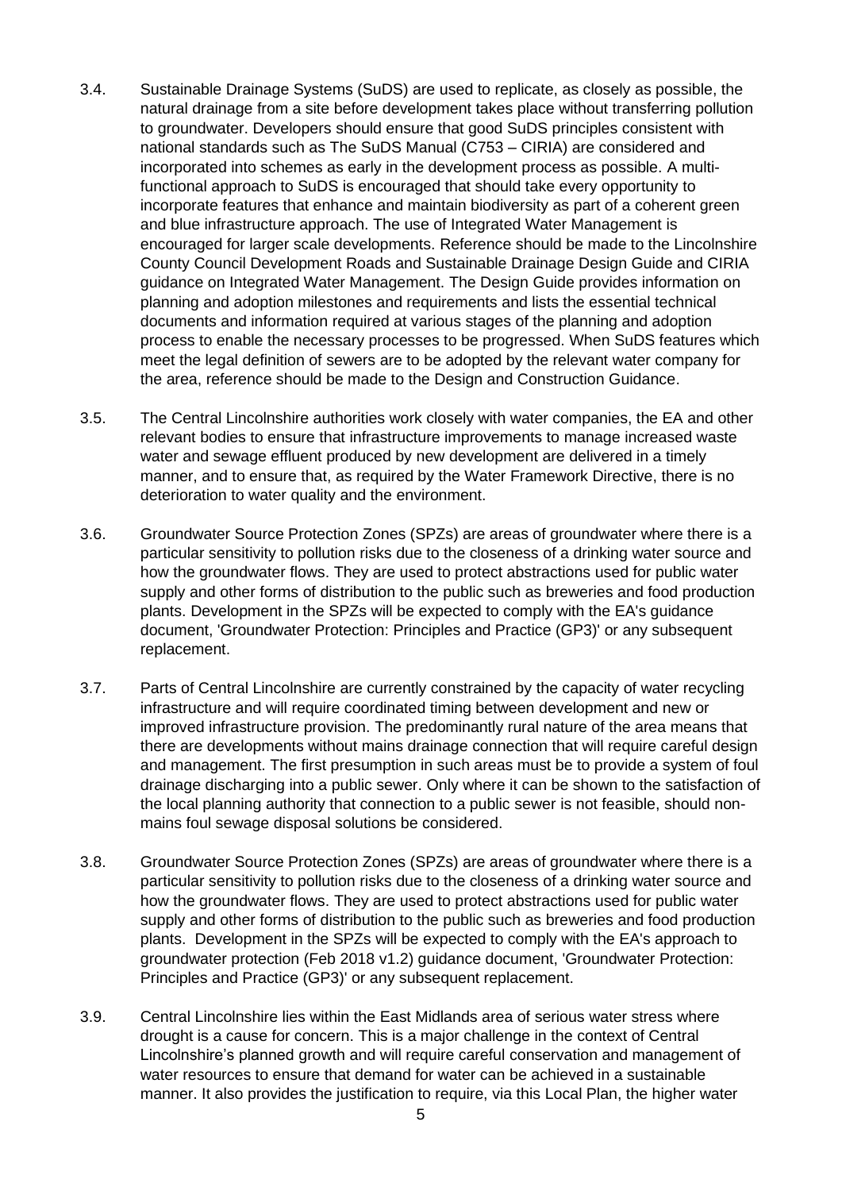3.4. Sustainable Drainage Systems (SuDS) are used to replicate, as closely as possible, the natural drainage from a site before development takes place without transferring pollution to groundwater. Developers should ensure that good SuDS principles consistent with national standards such as The SuDS Manual (C753 – CIRIA) are considered and incorporated into schemes as early in the development process as possible. A multi-functional approach to SuDS is encouraged that should take every opportunity to incorporate features that enhance and maintain biodiversity as part of a coherent green and blue infrastructure approach. The use of Integrated Water Management is encouraged for larger scale developments. Reference should be made to the Lincolnshire County Council Development Roads and Sustainable Drainage Design Guide and CIRIA guidance on Integrated Water Management. The Design Guide provides information on planning and adoption milestones and requirements and lists the essential technical documents and information required at various stages of the planning and adoption process to enable the necessary processes to be progressed. When SuDS features which meet the legal definition of sewers are to be adopted by the relevant water company for the area, reference should be made to the Design and Construction Guidance.

3.5. The Central Lincolnshire authorities work closely with water companies, the EA and other relevant bodies to ensure that infrastructure improvements to manage increased waste water and sewage effluent produced by new development are delivered in a timely manner, and to ensure that, as required by the Water Framework Directive, there is no deterioration to water quality and the environment.

3.6. Groundwater Source Protection Zones (SPZs) are areas of groundwater where there is a particular sensitivity to pollution risks due to the closeness of a drinking water source and how the groundwater flows. They are used to protect abstractions used for public water supply and other forms of distribution to the public such as breweries and food production plants. Development in the SPZs will be expected to comply with the EA's guidance document, 'Groundwater Protection: Principles and Practice (GP3)' or any subsequent replacement.

3.7. Parts of Central Lincolnshire are currently constrained by the capacity of water recycling infrastructure and will require coordinated timing between development and new or improved infrastructure provision. The predominantly rural nature of the area means that there are developments without mains drainage connection that will require careful design and management. The first presumption in such areas must be to provide a system of foul drainage discharging into a public sewer. Only where it can be shown to the satisfaction of the local planning authority that connection to a public sewer is not feasible, should non-mains foul sewage disposal solutions be considered.

3.8. Groundwater Source Protection Zones (SPZs) are areas of groundwater where there is a particular sensitivity to pollution risks due to the closeness of a drinking water source and how the groundwater flows. They are used to protect abstractions used for public water supply and other forms of distribution to the public such as breweries and food production plants. Development in the SPZs will be expected to comply with the EA's approach to groundwater protection (Feb 2018 v1.2) guidance document, 'Groundwater Protection: Principles and Practice (GP3)' or any subsequent replacement.

3.9. Central Lincolnshire lies within the East Midlands area of serious water stress where drought is a cause for concern. This is a major challenge in the context of Central Lincolnshire's planned growth and will require careful conservation and management of water resources to ensure that demand for water can be achieved in a sustainable manner. It also provides the justification to require, via this Local Plan, the higher water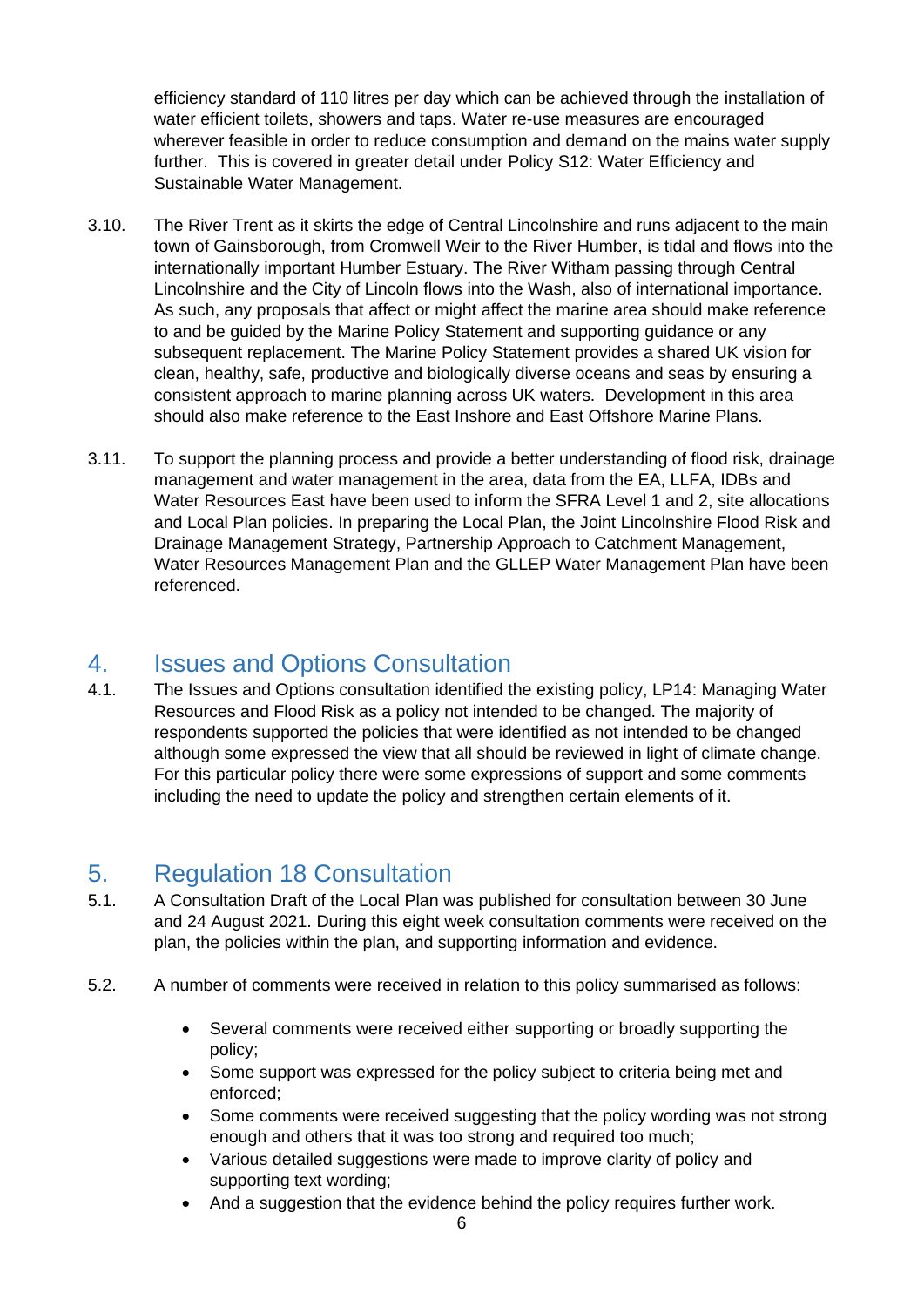efficiency standard of 110 litres per day which can be achieved through the installation of water efficient toilets, showers and taps. Water re-use measures are encouraged wherever feasible in order to reduce consumption and demand on the mains water supply further. This is covered in greater detail under Policy S12: Water Efficiency and Sustainable Water Management.

3.10. The River Trent as it skirts the edge of Central Lincolnshire and runs adjacent to the main town of Gainsborough, from Cromwell Weir to the River Humber, is tidal and flows into the internationally important Humber Estuary. The River Witham passing through Central Lincolnshire and the City of Lincoln flows into the Wash, also of international importance. As such, any proposals that affect or might affect the marine area should make reference to and be guided by the Marine Policy Statement and supporting guidance or any subsequent replacement. The Marine Policy Statement provides a shared UK vision for clean, healthy, safe, productive and biologically diverse oceans and seas by ensuring a consistent approach to marine planning across UK waters. Development in this area should also make reference to the East Inshore and East Offshore Marine Plans.

3.11. To support the planning process and provide a better understanding of flood risk, drainage management and water management in the area, data from the EA, LLFA, IDBs and Water Resources East have been used to inform the SFRA Level 1 and 2, site allocations and Local Plan policies. In preparing the Local Plan, the Joint Lincolnshire Flood Risk and Drainage Management Strategy, Partnership Approach to Catchment Management, Water Resources Management Plan and the GLLEP Water Management Plan have been referenced.

## 4. Issues and Options Consultation

4.1. The Issues and Options consultation identified the existing policy, LP14: Managing Water Resources and Flood Risk as a policy not intended to be changed. The majority of respondents supported the policies that were identified as not intended to be changed although some expressed the view that all should be reviewed in light of climate change. For this particular policy there were some expressions of support and some comments including the need to update the policy and strengthen certain elements of it.

## 5. Regulation 18 Consultation

5.1. A Consultation Draft of the Local Plan was published for consultation between 30 June and 24 August 2021. During this eight week consultation comments were received on the plan, the policies within the plan, and supporting information and evidence.

5.2. A number of comments were received in relation to this policy summarised as follows:

- Several comments were received either supporting or broadly supporting the policy;
- Some support was expressed for the policy subject to criteria being met and enforced;
- Some comments were received suggesting that the policy wording was not strong enough and others that it was too strong and required too much;
- Various detailed suggestions were made to improve clarity of policy and supporting text wording;
- And a suggestion that the evidence behind the policy requires further work.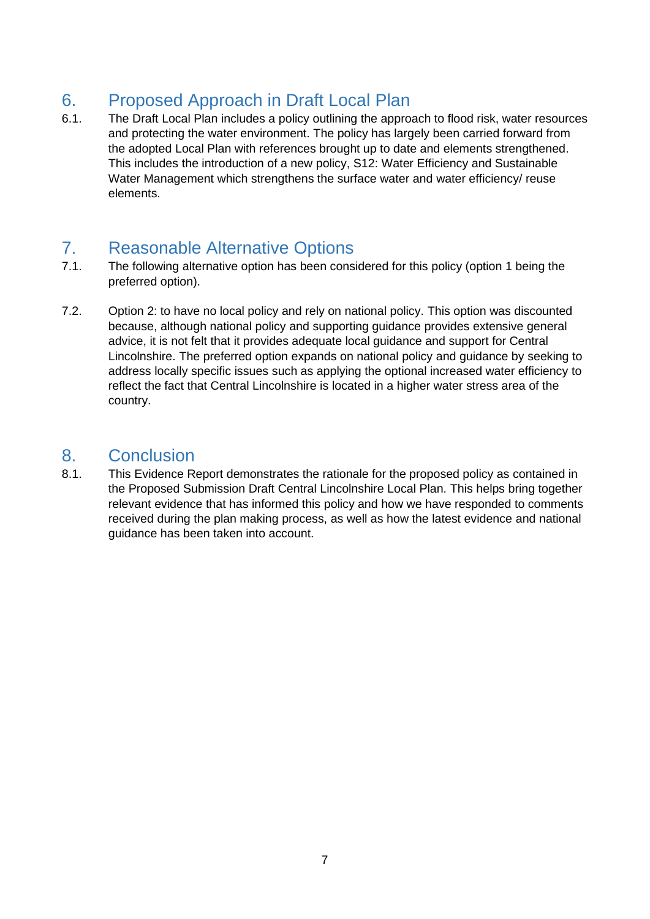## 6. Proposed Approach in Draft Local Plan

6.1. The Draft Local Plan includes a policy outlining the approach to flood risk, water resources and protecting the water environment. The policy has largely been carried forward from the adopted Local Plan with references brought up to date and elements strengthened. This includes the introduction of a new policy, S12: Water Efficiency and Sustainable Water Management which strengthens the surface water and water efficiency/ reuse elements.

## 7. Reasonable Alternative Options

7.1. The following alternative option has been considered for this policy (option 1 being the preferred option).

7.2. Option 2: to have no local policy and rely on national policy. This option was discounted because, although national policy and supporting guidance provides extensive general advice, it is not felt that it provides adequate local guidance and support for Central Lincolnshire. The preferred option expands on national policy and guidance by seeking to address locally specific issues such as applying the optional increased water efficiency to reflect the fact that Central Lincolnshire is located in a higher water stress area of the country.

## 8. Conclusion

8.1. This Evidence Report demonstrates the rationale for the proposed policy as contained in the Proposed Submission Draft Central Lincolnshire Local Plan. This helps bring together relevant evidence that has informed this policy and how we have responded to comments received during the plan making process, as well as how the latest evidence and national guidance has been taken into account.